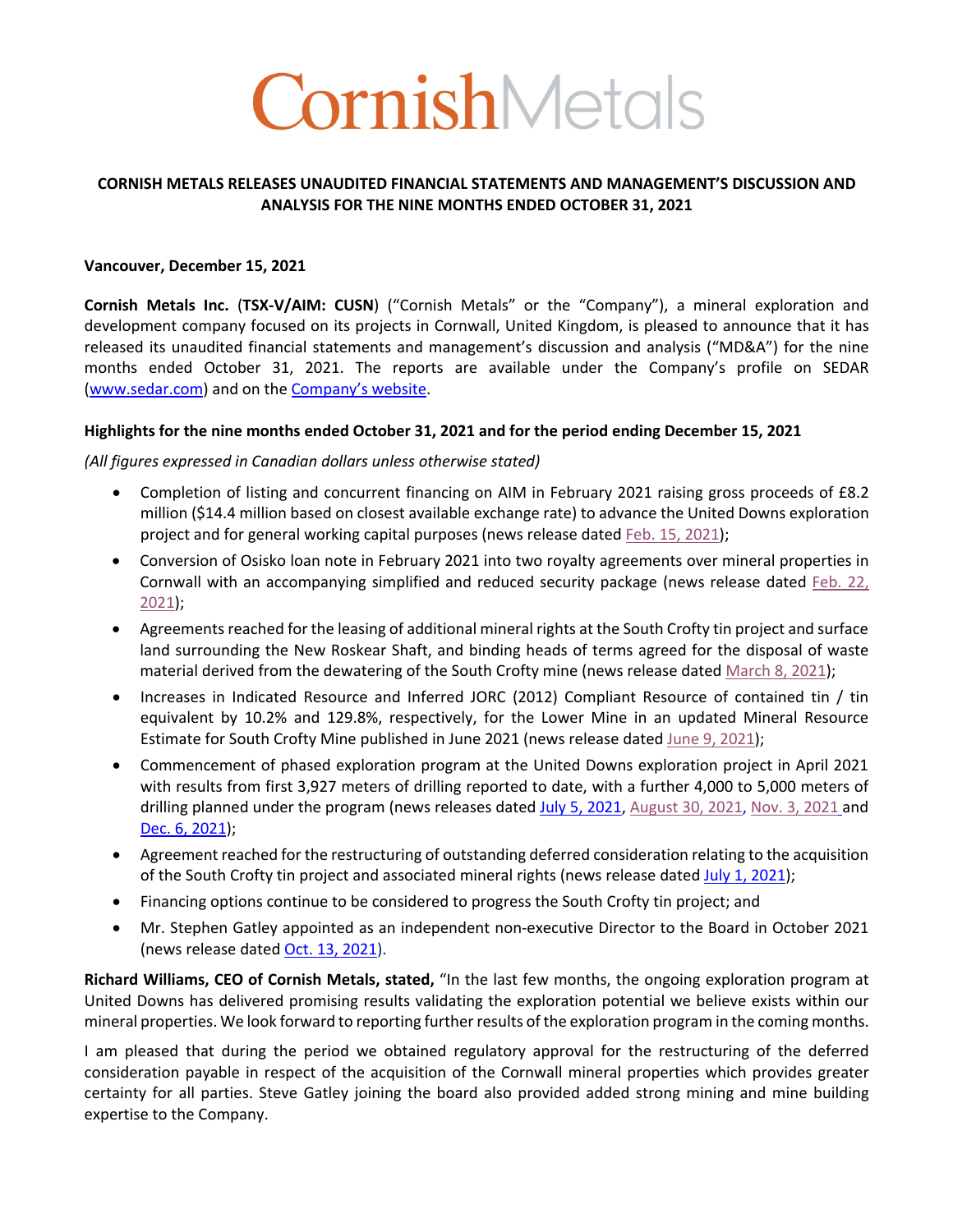# CornishMetals

**CORNISH METALS RELEASES UNAUDITED FINANCIAL STATEMENTS AND MANAGEMENT'S DISCUSSION AND ANALYSIS FOR THE NINE MONTHS ENDED OCTOBER 31, 2021**

**Vancouver, December 15, 2021**

**Cornish Metals Inc.** (**TSX-V/AIM: CUSN**) ("Cornish Metals" or the "Company"), a mineral exploration and development company focused on its projects in Cornwall, United Kingdom, is pleased to announce that it has released its unaudited financial statements and management's discussion and analysis ("MD&A") for the nine months ended October 31, 2021. The reports are available under the Company's profile on SEDAR (www.sedar.com) and on the Company's website.

**Highlights for the nine months ended October 31, 2021 and for the period ending December 15, 2021**

*(All figures expressed in Canadian dollars unless otherwise stated)*

- Completion of listing and concurrent financing on AIM in February 2021 raising gross proceeds of £8.2 million ($14.4 million based on closest available exchange rate) to advance the United Downs exploration project and for general working capital purposes (news release dated Feb. 15, 2021);
- Conversion of Osisko loan note in February 2021 into two royalty agreements over mineral properties in Cornwall with an accompanying simplified and reduced security package (news release dated Feb. 22, 2021);
- Agreements reached for the leasing of additional mineral rights at the South Crofty tin project and surface land surrounding the New Roskear Shaft, and binding heads of terms agreed for the disposal of waste material derived from the dewatering of the South Crofty mine (news release dated March 8, 2021);
- Increases in Indicated Resource and Inferred JORC (2012) Compliant Resource of contained tin / tin equivalent by 10.2% and 129.8%, respectively, for the Lower Mine in an updated Mineral Resource Estimate for South Crofty Mine published in June 2021 (news release dated June 9, 2021);
- Commencement of phased exploration program at the United Downs exploration project in April 2021 with results from first 3,927 meters of drilling reported to date, with a further 4,000 to 5,000 meters of drilling planned under the program (news releases dated July 5, 2021, August 30, 2021, Nov. 3, 2021 and Dec. 6, 2021);
- Agreement reached for the restructuring of outstanding deferred consideration relating to the acquisition of the South Crofty tin project and associated mineral rights (news release dated July 1, 2021);
- Financing options continue to be considered to progress the South Crofty tin project; and
- Mr. Stephen Gatley appointed as an independent non-executive Director to the Board in October 2021 (news release dated Oct. 13, 2021).

**Richard Williams, CEO of Cornish Metals, stated,** "In the last few months, the ongoing exploration program at United Downs has delivered promising results validating the exploration potential we believe exists within our mineral properties. We look forward to reporting further results of the exploration program in the coming months.

I am pleased that during the period we obtained regulatory approval for the restructuring of the deferred consideration payable in respect of the acquisition of the Cornwall mineral properties which provides greater certainty for all parties. Steve Gatley joining the board also provided added strong mining and mine building expertise to the Company.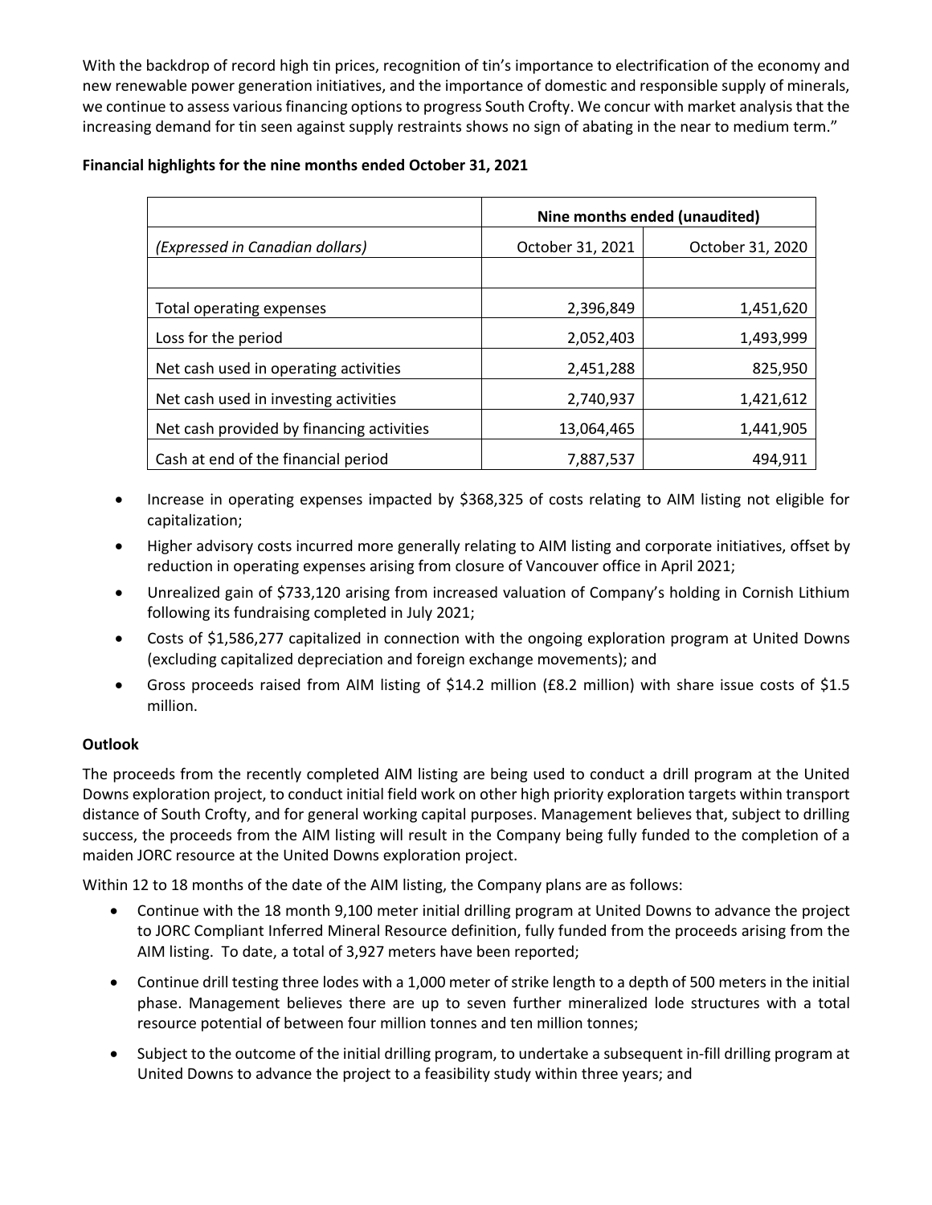With the backdrop of record high tin prices, recognition of tin's importance to electrification of the economy and new renewable power generation initiatives, and the importance of domestic and responsible supply of minerals, we continue to assess various financing options to progress South Crofty. We concur with market analysis that the increasing demand for tin seen against supply restraints shows no sign of abating in the near to medium term."

**Financial highlights for the nine months ended October 31, 2021**

| | **Nine months ended (unaudited)** | |
|---|---|---|
| *(Expressed in Canadian dollars)* | October 31, 2021 | October 31, 2020 |
| | | |
| Total operating expenses | 2,396,849 | 1,451,620 |
| Loss for the period | 2,052,403 | 1,493,999 |
| Net cash used in operating activities | 2,451,288 | 825,950 |
| Net cash used in investing activities | 2,740,937 | 1,421,612 |
| Net cash provided by financing activities | 13,064,465 | 1,441,905 |
| Cash at end of the financial period | 7,887,537 | 494,911 |

- Increase in operating expenses impacted by $368,325 of costs relating to AIM listing not eligible for capitalization;
- Higher advisory costs incurred more generally relating to AIM listing and corporate initiatives, offset by reduction in operating expenses arising from closure of Vancouver office in April 2021;
- Unrealized gain of $733,120 arising from increased valuation of Company's holding in Cornish Lithium following its fundraising completed in July 2021;
- Costs of $1,586,277 capitalized in connection with the ongoing exploration program at United Downs (excluding capitalized depreciation and foreign exchange movements); and
- Gross proceeds raised from AIM listing of $14.2 million (£8.2 million) with share issue costs of $1.5 million.

**Outlook**

The proceeds from the recently completed AIM listing are being used to conduct a drill program at the United Downs exploration project, to conduct initial field work on other high priority exploration targets within transport distance of South Crofty, and for general working capital purposes. Management believes that, subject to drilling success, the proceeds from the AIM listing will result in the Company being fully funded to the completion of a maiden JORC resource at the United Downs exploration project.

Within 12 to 18 months of the date of the AIM listing, the Company plans are as follows:

- Continue with the 18 month 9,100 meter initial drilling program at United Downs to advance the project to JORC Compliant Inferred Mineral Resource definition, fully funded from the proceeds arising from the AIM listing. To date, a total of 3,927 meters have been reported;
- Continue drill testing three lodes with a 1,000 meter of strike length to a depth of 500 meters in the initial phase. Management believes there are up to seven further mineralized lode structures with a total resource potential of between four million tonnes and ten million tonnes;
- Subject to the outcome of the initial drilling program, to undertake a subsequent in-fill drilling program at United Downs to advance the project to a feasibility study within three years; and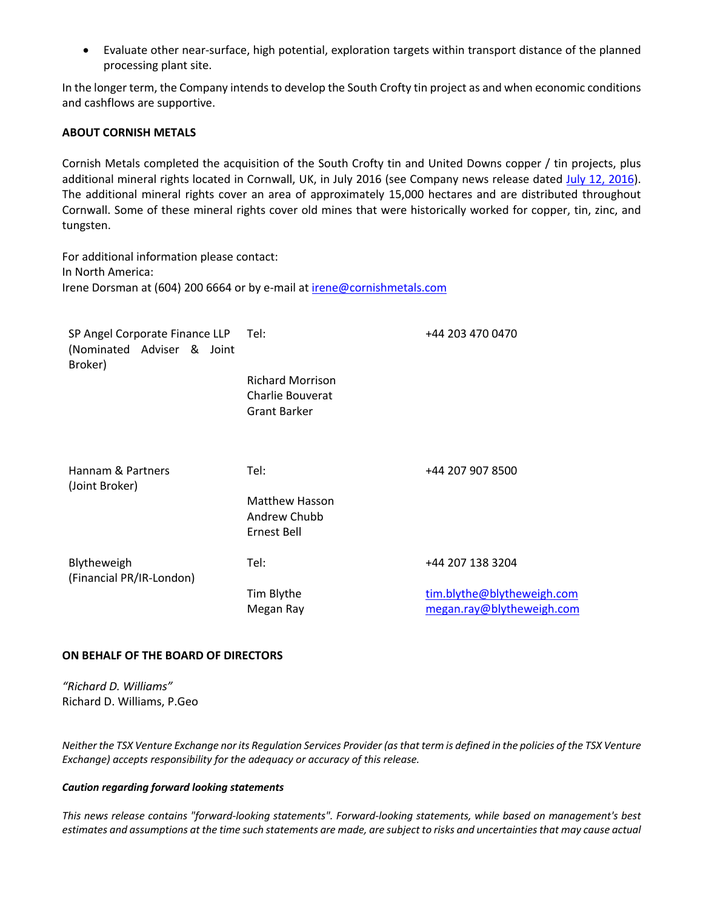- Evaluate other near-surface, high potential, exploration targets within transport distance of the planned processing plant site.

In the longer term, the Company intends to develop the South Crofty tin project as and when economic conditions and cashflows are supportive.

**ABOUT CORNISH METALS**

Cornish Metals completed the acquisition of the South Crofty tin and United Downs copper / tin projects, plus additional mineral rights located in Cornwall, UK, in July 2016 (see Company news release dated July 12, 2016). The additional mineral rights cover an area of approximately 15,000 hectares and are distributed throughout Cornwall. Some of these mineral rights cover old mines that were historically worked for copper, tin, zinc, and tungsten.

For additional information please contact:
In North America:
Irene Dorsman at (604) 200 6664 or by e-mail at irene@cornishmetals.com

| | | |
|---|---|---|
| SP Angel Corporate Finance LLP (Nominated Adviser & Joint Broker) | Tel: | +44 203 470 0470 |
| | Richard Morrison<br>Charlie Bouverat<br>Grant Barker | |
| Hannam & Partners (Joint Broker) | Tel: | +44 207 907 8500 |
| | Matthew Hasson<br>Andrew Chubb<br>Ernest Bell | |
| Blytheweigh (Financial PR/IR-London) | Tel: | +44 207 138 3204 |
| | Tim Blythe<br>Megan Ray | tim.blythe@blytheweigh.com<br>megan.ray@blytheweigh.com |

**ON BEHALF OF THE BOARD OF DIRECTORS**

*"Richard D. Williams"*
Richard D. Williams, P.Geo

*Neither the TSX Venture Exchange nor its Regulation Services Provider (as that term is defined in the policies of the TSX Venture Exchange) accepts responsibility for the adequacy or accuracy of this release.*

***Caution regarding forward looking statements***

*This news release contains "forward-looking statements". Forward-looking statements, while based on management's best estimates and assumptions at the time such statements are made, are subject to risks and uncertainties that may cause actual*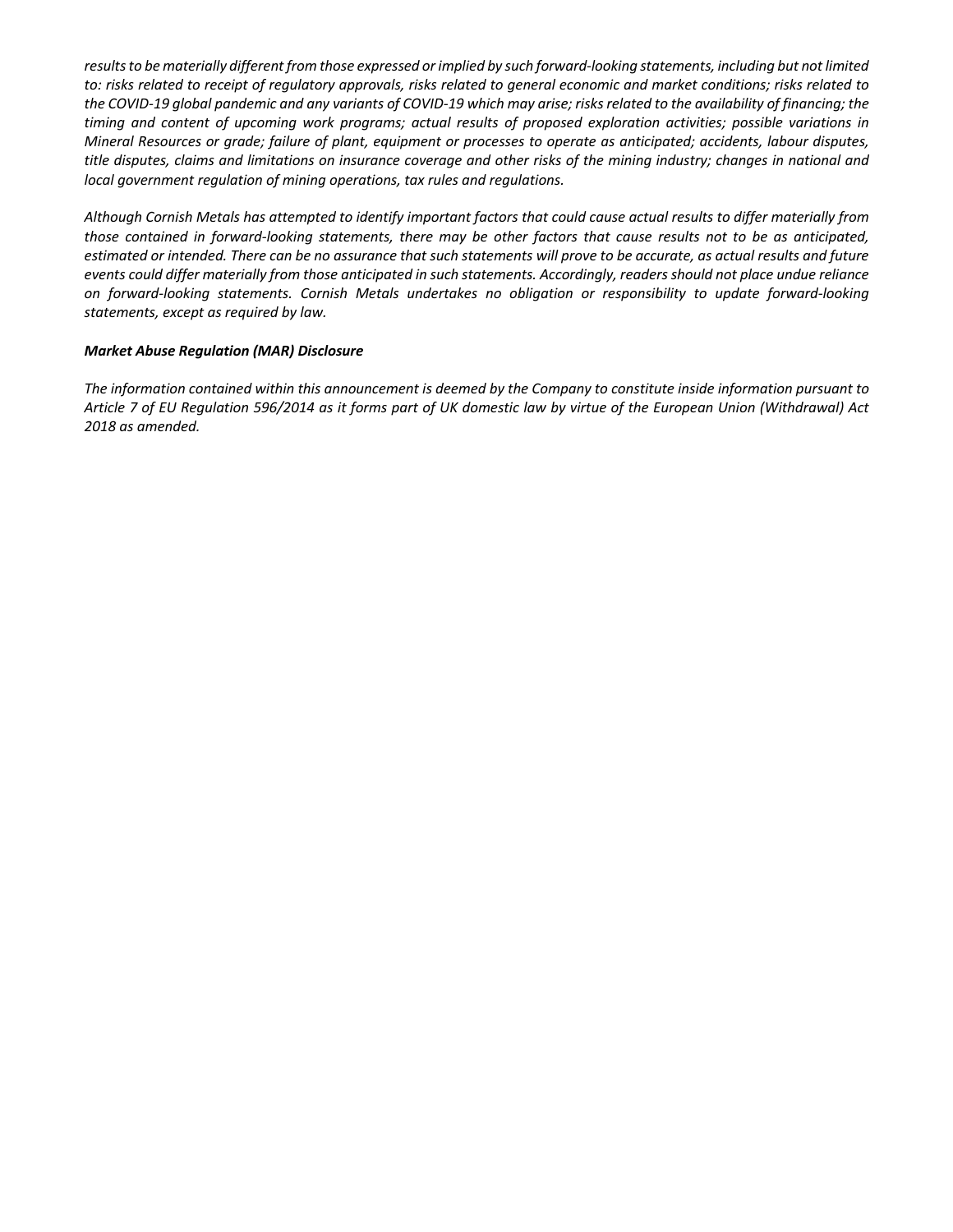*results to be materially different from those expressed or implied by such forward-looking statements, including but not limited to: risks related to receipt of regulatory approvals, risks related to general economic and market conditions; risks related to the COVID-19 global pandemic and any variants of COVID-19 which may arise; risks related to the availability of financing; the timing and content of upcoming work programs; actual results of proposed exploration activities; possible variations in Mineral Resources or grade; failure of plant, equipment or processes to operate as anticipated; accidents, labour disputes, title disputes, claims and limitations on insurance coverage and other risks of the mining industry; changes in national and local government regulation of mining operations, tax rules and regulations.*

*Although Cornish Metals has attempted to identify important factors that could cause actual results to differ materially from those contained in forward-looking statements, there may be other factors that cause results not to be as anticipated, estimated or intended. There can be no assurance that such statements will prove to be accurate, as actual results and future events could differ materially from those anticipated in such statements. Accordingly, readers should not place undue reliance on forward-looking statements. Cornish Metals undertakes no obligation or responsibility to update forward-looking statements, except as required by law.*

***Market Abuse Regulation (MAR) Disclosure***

*The information contained within this announcement is deemed by the Company to constitute inside information pursuant to Article 7 of EU Regulation 596/2014 as it forms part of UK domestic law by virtue of the European Union (Withdrawal) Act 2018 as amended.*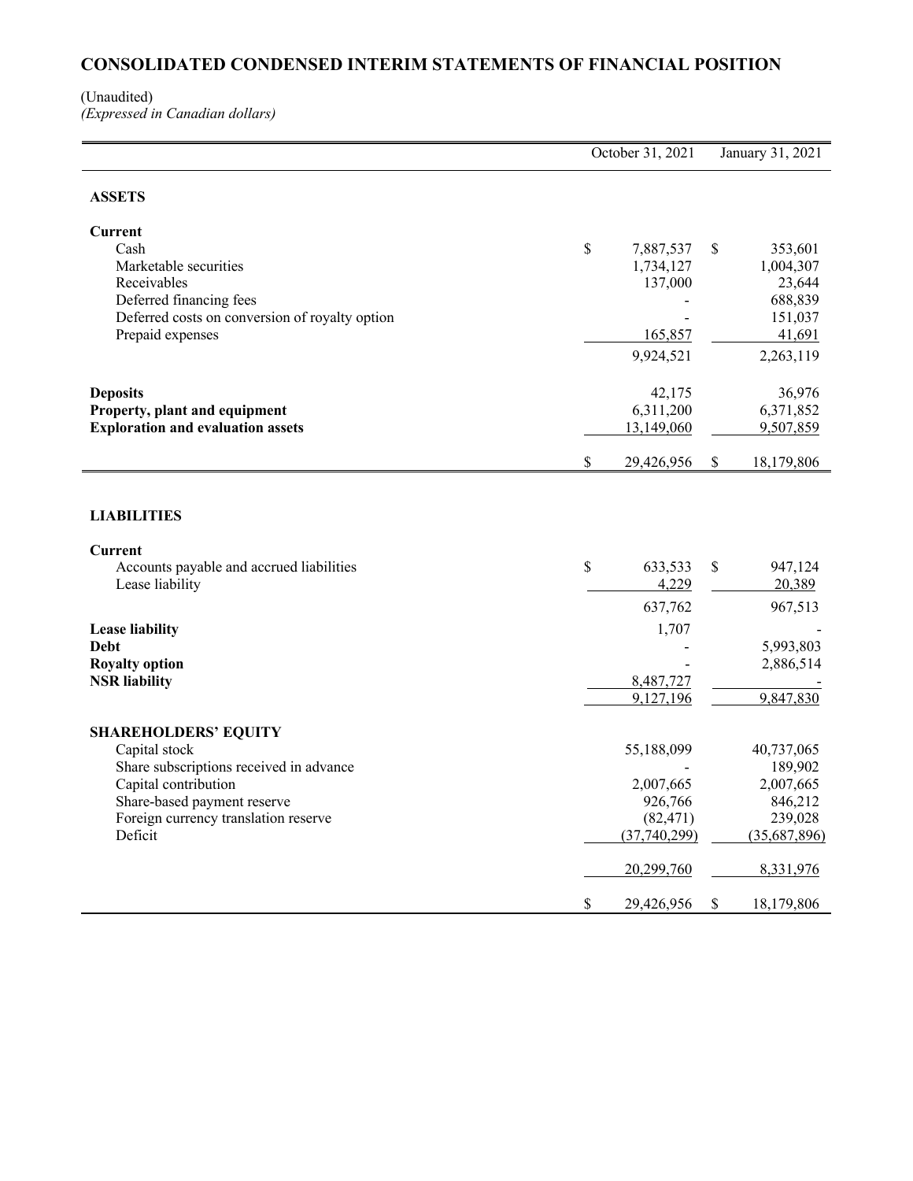# CONSOLIDATED CONDENSED INTERIM STATEMENTS OF FINANCIAL POSITION

(Unaudited)
*(Expressed in Canadian dollars)*

| | October 31, 2021 | January 31, 2021 |
|---|---|---|
| **ASSETS** | | |
| **Current** | | |
| Cash | $ 7,887,537 | $ 353,601 |
| Marketable securities | 1,734,127 | 1,004,307 |
| Receivables | 137,000 | 23,644 |
| Deferred financing fees | - | 688,839 |
| Deferred costs on conversion of royalty option | - | 151,037 |
| Prepaid expenses | 165,857 | 41,691 |
| | 9,924,521 | 2,263,119 |
| **Deposits** | 42,175 | 36,976 |
| **Property, plant and equipment** | 6,311,200 | 6,371,852 |
| **Exploration and evaluation assets** | 13,149,060 | 9,507,859 |
| | $ 29,426,956 | $ 18,179,806 |
| **LIABILITIES** | | |
| **Current** | | |
| Accounts payable and accrued liabilities | $ 633,533 | $ 947,124 |
| Lease liability | 4,229 | 20,389 |
| | 637,762 | 967,513 |
| **Lease liability** | 1,707 | - |
| **Debt** | - | 5,993,803 |
| **Royalty option** | - | 2,886,514 |
| **NSR liability** | 8,487,727 | - |
| | 9,127,196 | 9,847,830 |
| **SHAREHOLDERS' EQUITY** | | |
| Capital stock | 55,188,099 | 40,737,065 |
| Share subscriptions received in advance | - | 189,902 |
| Capital contribution | 2,007,665 | 2,007,665 |
| Share-based payment reserve | 926,766 | 846,212 |
| Foreign currency translation reserve | (82,471) | 239,028 |
| Deficit | (37,740,299) | (35,687,896) |
| | 20,299,760 | 8,331,976 |
| | $ 29,426,956 | $ 18,179,806 |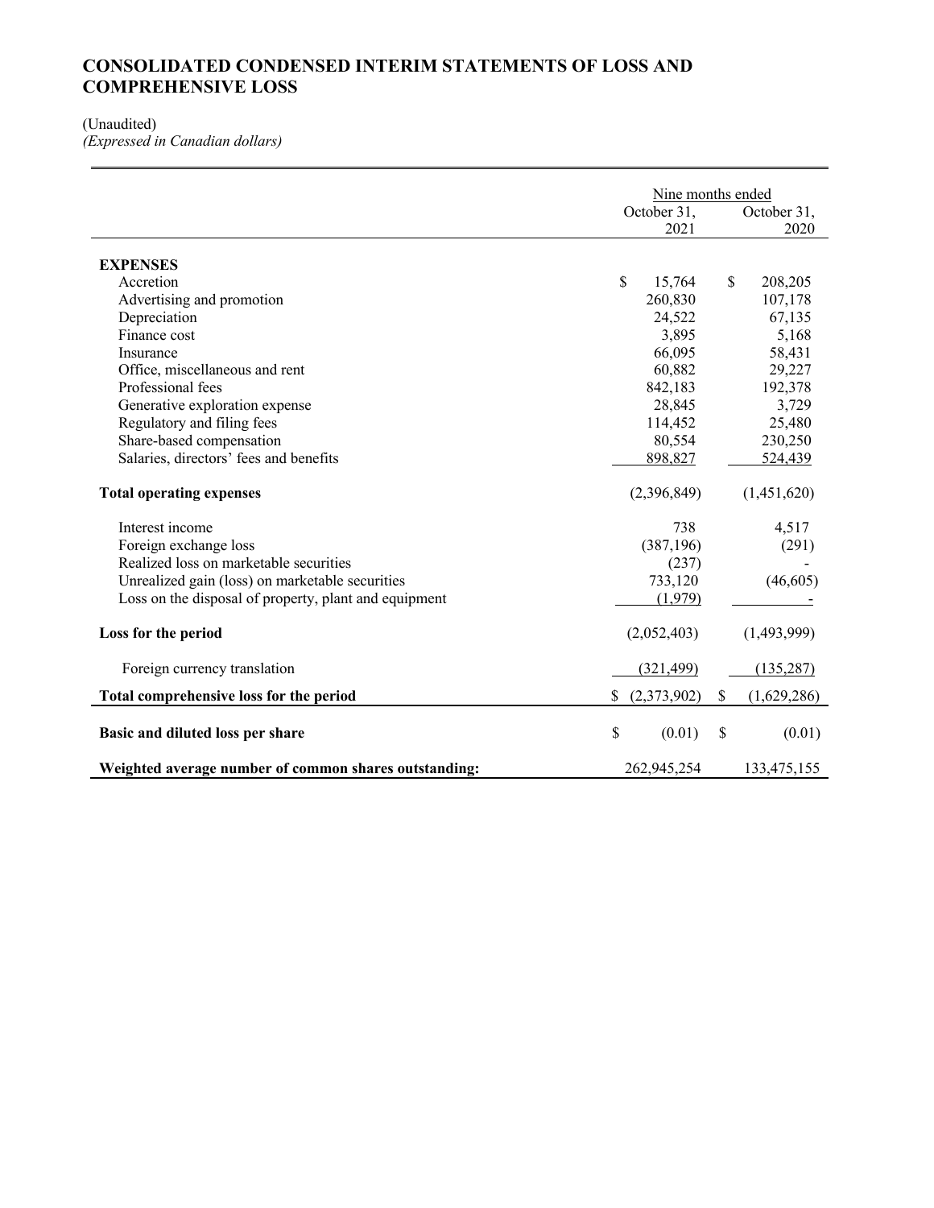# CONSOLIDATED CONDENSED INTERIM STATEMENTS OF LOSS AND COMPREHENSIVE LOSS

(Unaudited)
*(Expressed in Canadian dollars)*

| | Nine months ended | |
|---|---|---|
| | October 31, 2021 | October 31, 2020 |
| **EXPENSES** | | |
| Accretion | $ 15,764 | $ 208,205 |
| Advertising and promotion | 260,830 | 107,178 |
| Depreciation | 24,522 | 67,135 |
| Finance cost | 3,895 | 5,168 |
| Insurance | 66,095 | 58,431 |
| Office, miscellaneous and rent | 60,882 | 29,227 |
| Professional fees | 842,183 | 192,378 |
| Generative exploration expense | 28,845 | 3,729 |
| Regulatory and filing fees | 114,452 | 25,480 |
| Share-based compensation | 80,554 | 230,250 |
| Salaries, directors' fees and benefits | 898,827 | 524,439 |
| **Total operating expenses** | (2,396,849) | (1,451,620) |
| Interest income | 738 | 4,517 |
| Foreign exchange loss | (387,196) | (291) |
| Realized loss on marketable securities | (237) | - |
| Unrealized gain (loss) on marketable securities | 733,120 | (46,605) |
| Loss on the disposal of property, plant and equipment | (1,979) | - |
| **Loss for the period** | (2,052,403) | (1,493,999) |
| Foreign currency translation | (321,499) | (135,287) |
| **Total comprehensive loss for the period** | $ (2,373,902) | $ (1,629,286) |
| **Basic and diluted loss per share** | $ (0.01) | $ (0.01) |
| **Weighted average number of common shares outstanding:** | 262,945,254 | 133,475,155 |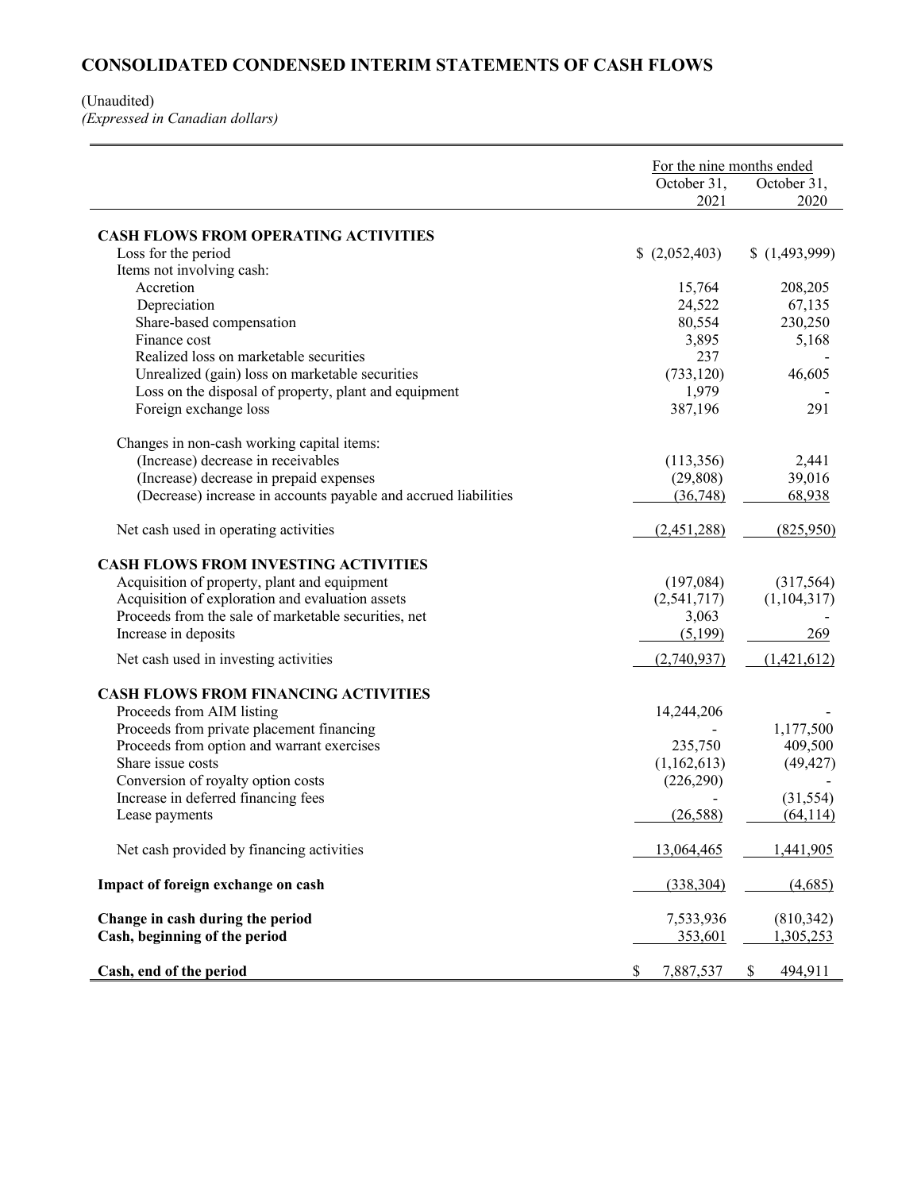# CONSOLIDATED CONDENSED INTERIM STATEMENTS OF CASH FLOWS

(Unaudited)
*(Expressed in Canadian dollars)*

| | For the nine months ended October 31, 2021 | October 31, 2020 |
|---|---|---|
| **CASH FLOWS FROM OPERATING ACTIVITIES** | | |
| Loss for the period | $ (2,052,403) | $ (1,493,999) |
| Items not involving cash: | | |
| Accretion | 15,764 | 208,205 |
| Depreciation | 24,522 | 67,135 |
| Share-based compensation | 80,554 | 230,250 |
| Finance cost | 3,895 | 5,168 |
| Realized loss on marketable securities | 237 | - |
| Unrealized (gain) loss on marketable securities | (733,120) | 46,605 |
| Loss on the disposal of property, plant and equipment | 1,979 | - |
| Foreign exchange loss | 387,196 | 291 |
| Changes in non-cash working capital items: | | |
| (Increase) decrease in receivables | (113,356) | 2,441 |
| (Increase) decrease in prepaid expenses | (29,808) | 39,016 |
| (Decrease) increase in accounts payable and accrued liabilities | (36,748) | 68,938 |
| Net cash used in operating activities | (2,451,288) | (825,950) |
| **CASH FLOWS FROM INVESTING ACTIVITIES** | | |
| Acquisition of property, plant and equipment | (197,084) | (317,564) |
| Acquisition of exploration and evaluation assets | (2,541,717) | (1,104,317) |
| Proceeds from the sale of marketable securities, net | 3,063 | - |
| Increase in deposits | (5,199) | 269 |
| Net cash used in investing activities | (2,740,937) | (1,421,612) |
| **CASH FLOWS FROM FINANCING ACTIVITIES** | | |
| Proceeds from AIM listing | 14,244,206 | - |
| Proceeds from private placement financing | - | 1,177,500 |
| Proceeds from option and warrant exercises | 235,750 | 409,500 |
| Share issue costs | (1,162,613) | (49,427) |
| Conversion of royalty option costs | (226,290) | - |
| Increase in deferred financing fees | - | (31,554) |
| Lease payments | (26,588) | (64,114) |
| Net cash provided by financing activities | 13,064,465 | 1,441,905 |
| **Impact of foreign exchange on cash** | (338,304) | (4,685) |
| **Change in cash during the period** | 7,533,936 | (810,342) |
| **Cash, beginning of the period** | 353,601 | 1,305,253 |
| **Cash, end of the period** | $ 7,887,537 | $ 494,911 |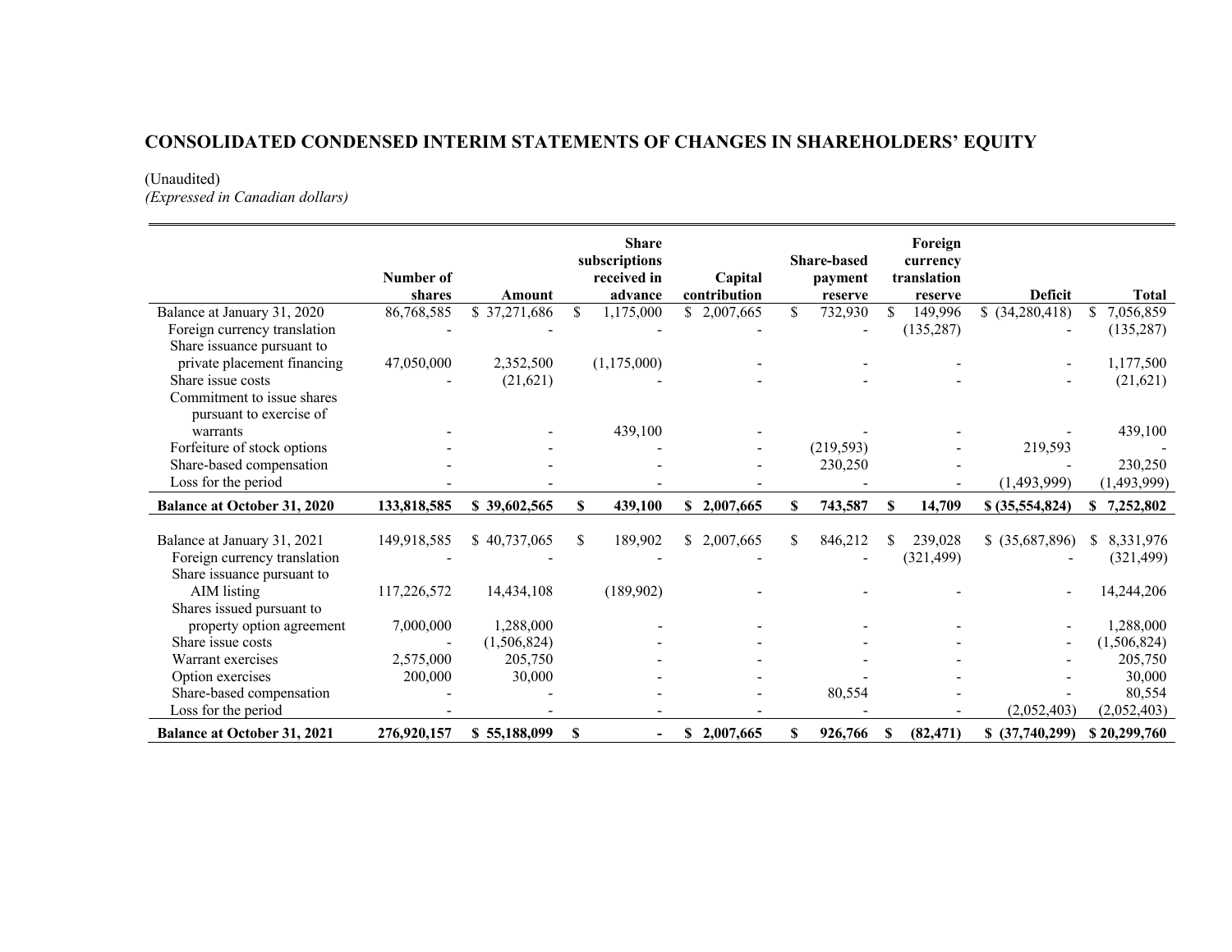## CONSOLIDATED CONDENSED INTERIM STATEMENTS OF CHANGES IN SHAREHOLDERS' EQUITY

(Unaudited)
*(Expressed in Canadian dollars)*

| | Number of shares | Amount | Share subscriptions received in advance | Capital contribution | Share-based payment reserve | Foreign currency translation reserve | Deficit | Total |
|---|---|---|---|---|---|---|---|---|
| Balance at January 31, 2020 | 86,768,585 | $ 37,271,686 | $ 1,175,000 | $ 2,007,665 | $ 732,930 | $ 149,996 | $ (34,280,418) | $ 7,056,859 |
| Foreign currency translation | - | - | - | - | - | (135,287) | - | (135,287) |
| Share issuance pursuant to private placement financing | 47,050,000 | 2,352,500 | (1,175,000) | - | - | - | - | 1,177,500 |
| Share issue costs | - | (21,621) | - | - | - | - | - | (21,621) |
| Commitment to issue shares pursuant to exercise of warrants | - | - | 439,100 | - | - | - | - | 439,100 |
| Forfeiture of stock options | - | - | - | - | (219,593) | - | 219,593 | - |
| Share-based compensation | - | - | - | - | 230,250 | - | - | 230,250 |
| Loss for the period | - | - | - | - | - | - | (1,493,999) | (1,493,999) |
| **Balance at October 31, 2020** | **133,818,585** | **$ 39,602,565** | **$ 439,100** | **$ 2,007,665** | **$ 743,587** | **$ 14,709** | **$ (35,554,824)** | **$ 7,252,802** |
| | | | | | | | | |
| Balance at January 31, 2021 | 149,918,585 | $ 40,737,065 | $ 189,902 | $ 2,007,665 | $ 846,212 | $ 239,028 | $ (35,687,896) | $ 8,331,976 |
| Foreign currency translation | - | - | - | - | - | (321,499) | - | (321,499) |
| Share issuance pursuant to AIM listing | 117,226,572 | 14,434,108 | (189,902) | - | - | - | - | 14,244,206 |
| Shares issued pursuant to property option agreement | 7,000,000 | 1,288,000 | - | - | - | - | - | 1,288,000 |
| Share issue costs | - | (1,506,824) | - | - | - | - | - | (1,506,824) |
| Warrant exercises | 2,575,000 | 205,750 | - | - | - | - | - | 205,750 |
| Option exercises | 200,000 | 30,000 | - | - | - | - | - | 30,000 |
| Share-based compensation | - | - | - | - | 80,554 | - | - | 80,554 |
| Loss for the period | - | - | - | - | - | - | (2,052,403) | (2,052,403) |
| **Balance at October 31, 2021** | **276,920,157** | **$ 55,188,099** | **$ -** | **$ 2,007,665** | **$ 926,766** | **$ (82,471)** | **$ (37,740,299)** | **$ 20,299,760** |